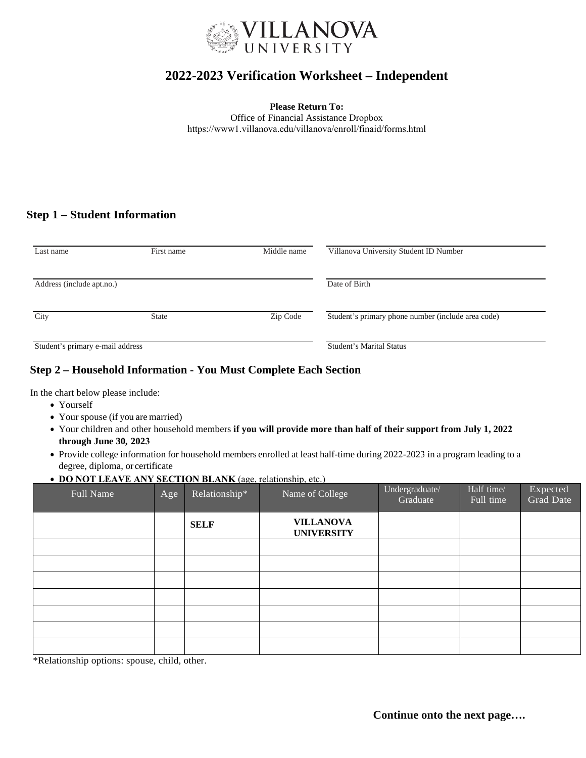# 2022-2023 Verification Worksheet – Independent

**Please Return To:**
Office of Financial Assistance Dropbox
https://www1.villanova.edu/villanova/enroll/finaid/forms.html

## Step 1 – Student Information

| | | | |
|---|---|---|---|
| Last name | First name | Middle name | Villanova University Student ID Number |
| Address (include apt.no.) | | | Date of Birth |
| City | State | Zip Code | Student's primary phone number (include area code) |
| Student's primary e-mail address | | | Student's Marital Status |

## Step 2 – Household Information - You Must Complete Each Section

In the chart below please include:

- Yourself
- Your spouse (if you are married)
- Your children and other household members **if you will provide more than half of their support from July 1, 2022 through June 30, 2023**
- Provide college information for household members enrolled at least half-time during 2022-2023 in a program leading to a degree, diploma, or certificate
- **DO NOT LEAVE ANY SECTION BLANK** (age, relationship, etc.)

| Full Name | Age | Relationship* | Name of College | Undergraduate/ Graduate | Half time/ Full time | Expected Grad Date |
|---|---|---|---|---|---|---|
| | | **SELF** | **VILLANOVA UNIVERSITY** | | | |
| | | | | | | |
| | | | | | | |
| | | | | | | |
| | | | | | | |
| | | | | | | |
| | | | | | | |
| | | | | | | |

*Relationship options: spouse, child, other.

**Continue onto the next page….**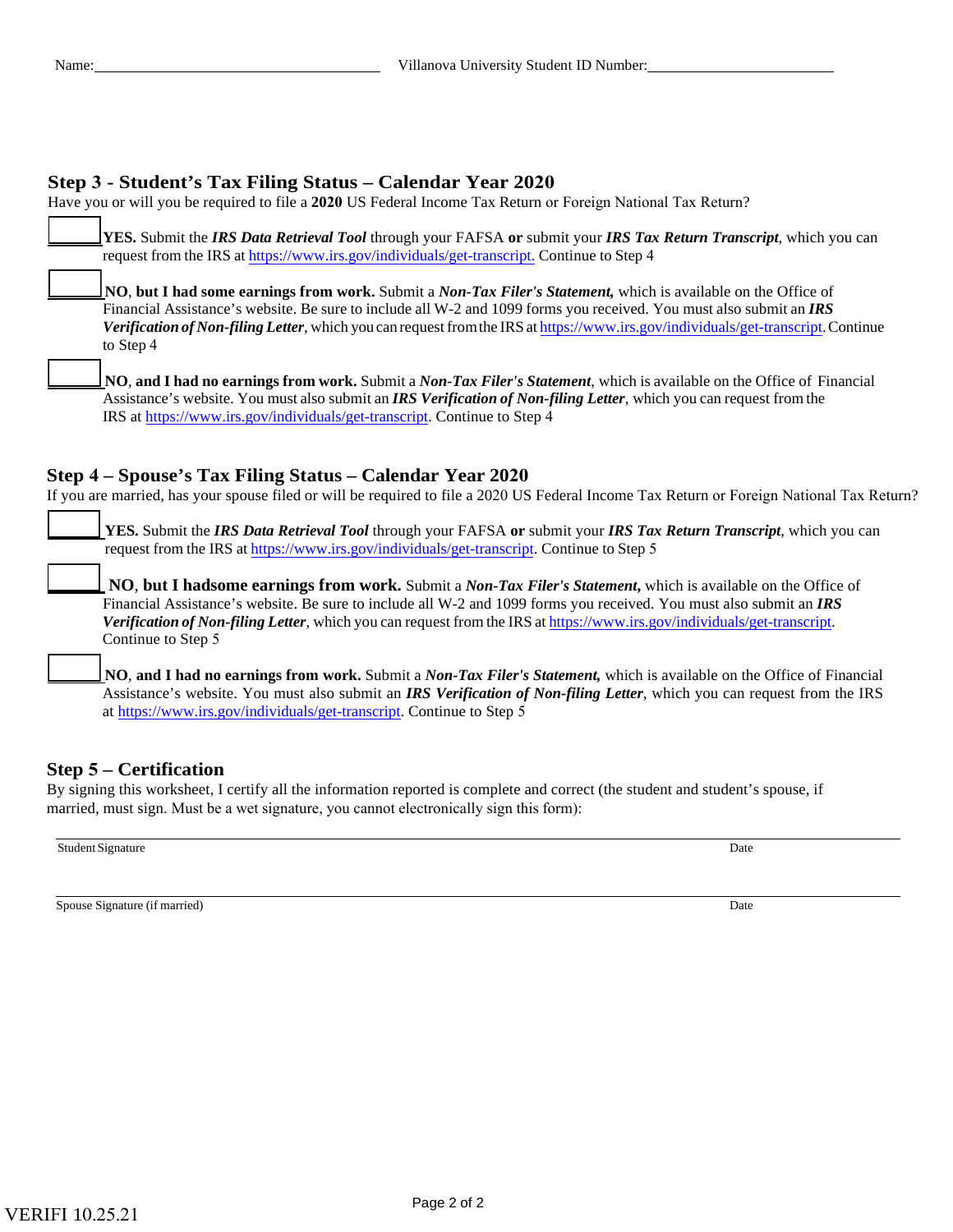Name:_________________________________ Villanova University Student ID Number:______________________

## Step 3 - Student's Tax Filing Status – Calendar Year 2020

Have you or will you be required to file a **2020** US Federal Income Tax Return or Foreign National Tax Return?

☐ **YES.** Submit the ***IRS Data Retrieval Tool*** through your FAFSA **or** submit your ***IRS Tax Return Transcript***, which you can request from the IRS at https://www.irs.gov/individuals/get-transcript. Continue to Step 4

☐ **NO**, **but I had some earnings from work.** Submit a ***Non-Tax Filer's Statement,*** which is available on the Office of Financial Assistance's website. Be sure to include all W-2 and 1099 forms you received. You must also submit an ***IRS Verification of Non-filing Letter***, which you can request from the IRS at https://www.irs.gov/individuals/get-transcript. Continue to Step 4

☐ **NO**, **and I had no earnings from work.** Submit a ***Non-Tax Filer's Statement***, which is available on the Office of Financial Assistance's website. You must also submit an ***IRS Verification of Non-filing Letter***, which you can request from the IRS at https://www.irs.gov/individuals/get-transcript. Continue to Step 4

## Step 4 – Spouse's Tax Filing Status – Calendar Year 2020

If you are married, has your spouse filed or will be required to file a 2020 US Federal Income Tax Return or Foreign National Tax Return?

☐ **YES.** Submit the ***IRS Data Retrieval Tool*** through your FAFSA **or** submit your ***IRS Tax Return Transcript***, which you can request from the IRS at https://www.irs.gov/individuals/get-transcript. Continue to Step 5

☐ **NO**, **but I hadsome earnings from work.** Submit a ***Non-Tax Filer's Statement,*** which is available on the Office of Financial Assistance's website. Be sure to include all W-2 and 1099 forms you received. You must also submit an ***IRS Verification of Non-filing Letter***, which you can request from the IRS at https://www.irs.gov/individuals/get-transcript. Continue to Step 5

☐ **NO**, **and I had no earnings from work.** Submit a ***Non-Tax Filer's Statement,*** which is available on the Office of Financial Assistance's website. You must also submit an ***IRS Verification of Non-filing Letter***, which you can request from the IRS at https://www.irs.gov/individuals/get-transcript. Continue to Step 5

## Step 5 – Certification

By signing this worksheet, I certify all the information reported is complete and correct (the student and student's spouse, if married, must sign. Must be a wet signature, you cannot electronically sign this form):

___________________________________________________________________________

Student Signature                                                                                    Date

___________________________________________________________________________

Spouse Signature (if married)                                                                        Date

VERIFI 10.25.21